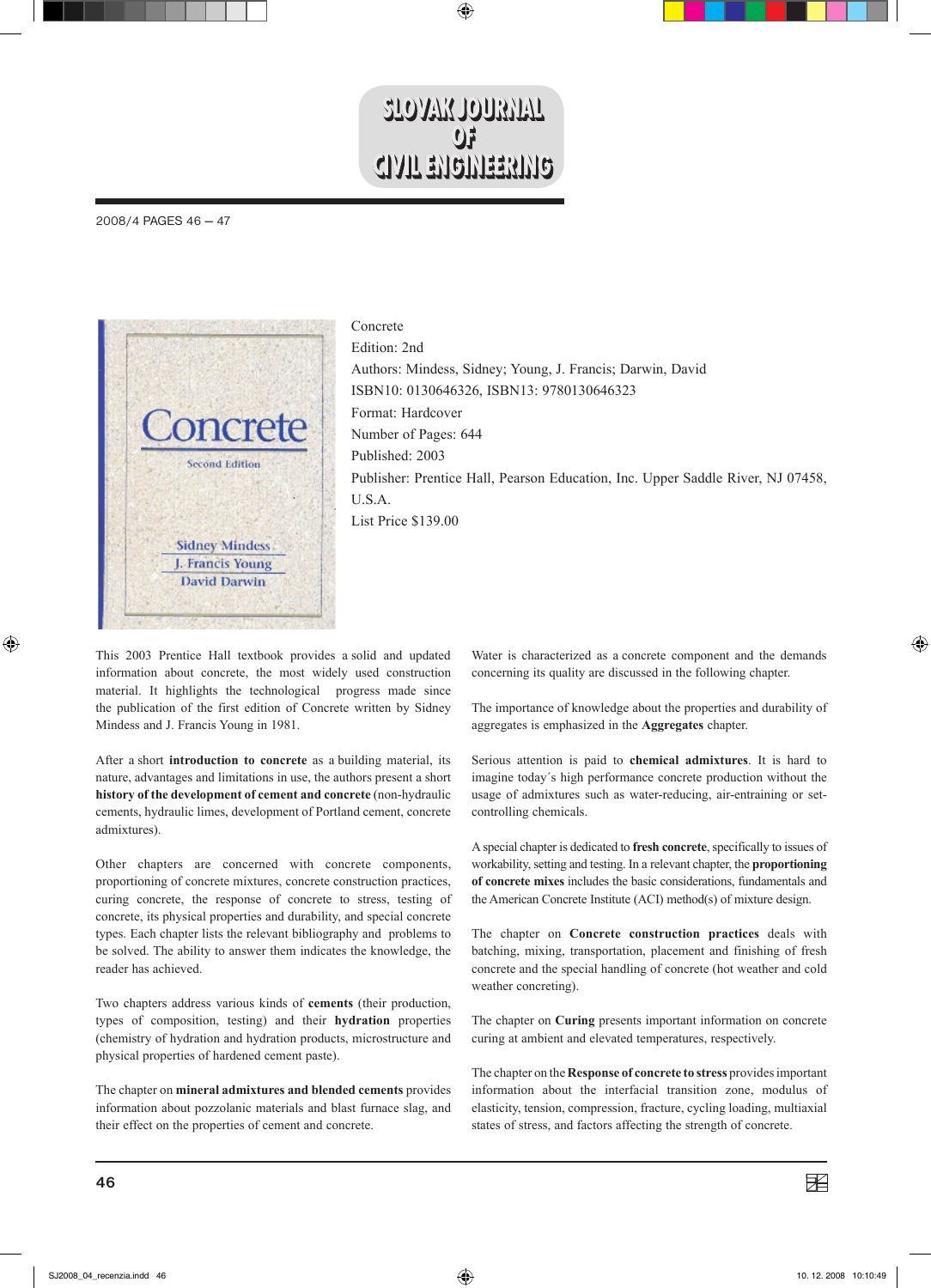Concrete
Edition: 2nd
Authors: Mindess, Sidney; Young, J. Francis; Darwin, David
ISBN10: 0130646326, ISBN13: 9780130646323
Format: Hardcover
Number of Pages: 644
Published: 2003
Publisher: Prentice Hall, Pearson Education, Inc. Upper Saddle River, NJ 07458, U.S.A.
List Price $139.00

This 2003 Prentice Hall textbook provides a solid and updated information about concrete, the most widely used construction material. It highlights the technological progress made since the publication of the first edition of Concrete written by Sidney Mindess and J. Francis Young in 1981.

After a short **introduction to concrete** as a building material, its nature, advantages and limitations in use, the authors present a short **history of the development of cement and concrete** (non-hydraulic cements, hydraulic limes, development of Portland cement, concrete admixtures).

Other chapters are concerned with concrete components, proportioning of concrete mixtures, concrete construction practices, curing concrete, the response of concrete to stress, testing of concrete, its physical properties and durability, and special concrete types. Each chapter lists the relevant bibliography and problems to be solved. The ability to answer them indicates the knowledge, the reader has achieved.

Two chapters address various kinds of **cements** (their production, types of composition, testing) and their **hydration** properties (chemistry of hydration and hydration products, microstructure and physical properties of hardened cement paste).

The chapter on **mineral admixtures and blended cements** provides information about pozzolanic materials and blast furnace slag, and their effect on the properties of cement and concrete.

Water is characterized as a concrete component and the demands concerning its quality are discussed in the following chapter.

The importance of knowledge about the properties and durability of aggregates is emphasized in the **Aggregates** chapter.

Serious attention is paid to **chemical admixtures**. It is hard to imagine today´s high performance concrete production without the usage of admixtures such as water-reducing, air-entraining or set-controlling chemicals.

A special chapter is dedicated to **fresh concrete**, specifically to issues of workability, setting and testing. In a relevant chapter, the **proportioning of concrete mixes** includes the basic considerations, fundamentals and the American Concrete Institute (ACI) method(s) of mixture design.

The chapter on **Concrete construction practices** deals with batching, mixing, transportation, placement and finishing of fresh concrete and the special handling of concrete (hot weather and cold weather concreting).

The chapter on **Curing** presents important information on concrete curing at ambient and elevated temperatures, respectively.

The chapter on the **Response of concrete to stress** provides important information about the interfacial transition zone, modulus of elasticity, tension, compression, fracture, cycling loading, multiaxial states of stress, and factors affecting the strength of concrete.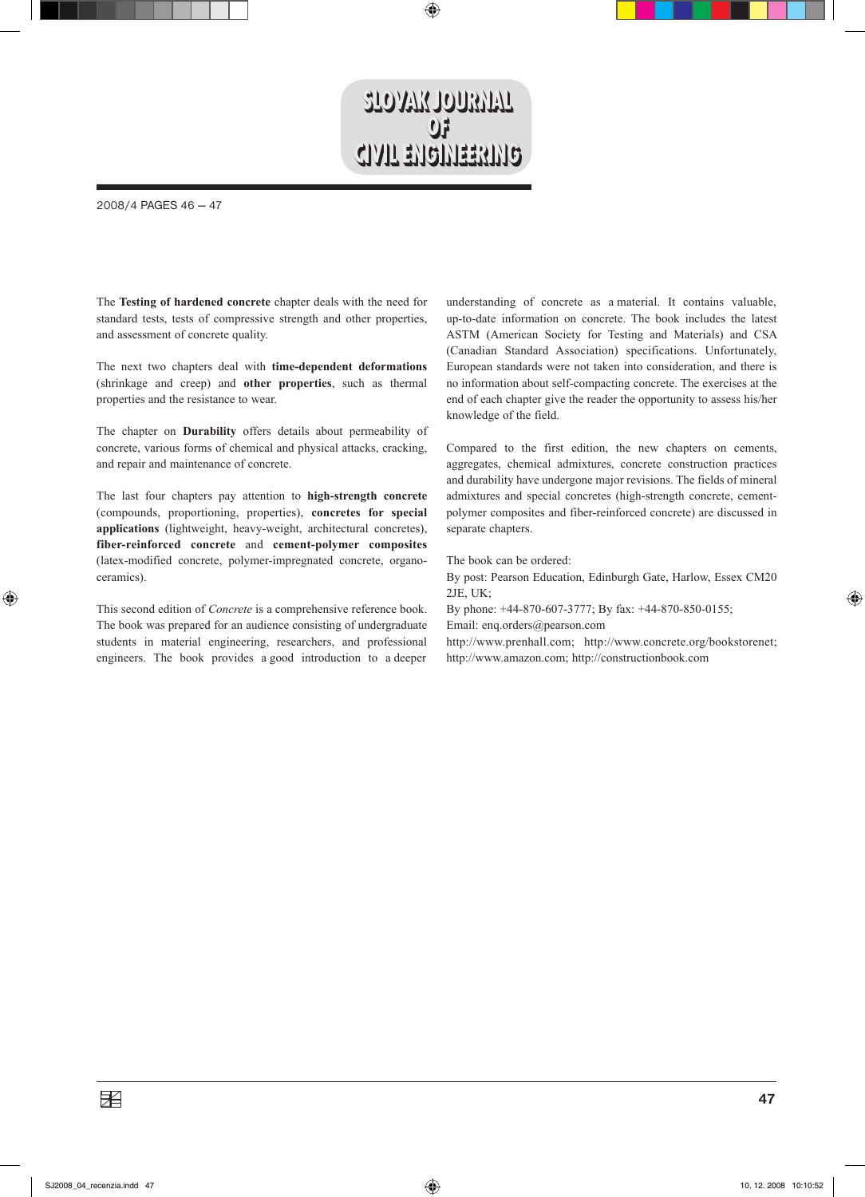The **Testing of hardened concrete** chapter deals with the need for standard tests, tests of compressive strength and other properties, and assessment of concrete quality.

The next two chapters deal with **time-dependent deformations** (shrinkage and creep) and **other properties**, such as thermal properties and the resistance to wear.

The chapter on **Durability** offers details about permeability of concrete, various forms of chemical and physical attacks, cracking, and repair and maintenance of concrete.

The last four chapters pay attention to **high-strength concrete** (compounds, proportioning, properties), **concretes for special applications** (lightweight, heavy-weight, architectural concretes), **fiber-reinforced concrete** and **cement-polymer composites** (latex-modified concrete, polymer-impregnated concrete, organo-ceramics).

This second edition of *Concrete* is a comprehensive reference book. The book was prepared for an audience consisting of undergraduate students in material engineering, researchers, and professional engineers. The book provides a good introduction to a deeper understanding of concrete as a material. It contains valuable, up-to-date information on concrete. The book includes the latest ASTM (American Society for Testing and Materials) and CSA (Canadian Standard Association) specifications. Unfortunately, European standards were not taken into consideration, and there is no information about self-compacting concrete. The exercises at the end of each chapter give the reader the opportunity to assess his/her knowledge of the field.

Compared to the first edition, the new chapters on cements, aggregates, chemical admixtures, concrete construction practices and durability have undergone major revisions. The fields of mineral admixtures and special concretes (high-strength concrete, cement-polymer composites and fiber-reinforced concrete) are discussed in separate chapters.

The book can be ordered:
By post: Pearson Education, Edinburgh Gate, Harlow, Essex CM20 2JE, UK;
By phone: +44-870-607-3777; By fax: +44-870-850-0155;
Email: enq.orders@pearson.com
http://www.prenhall.com; http://www.concrete.org/bookstorenet; http://www.amazon.com; http://constructionbook.com